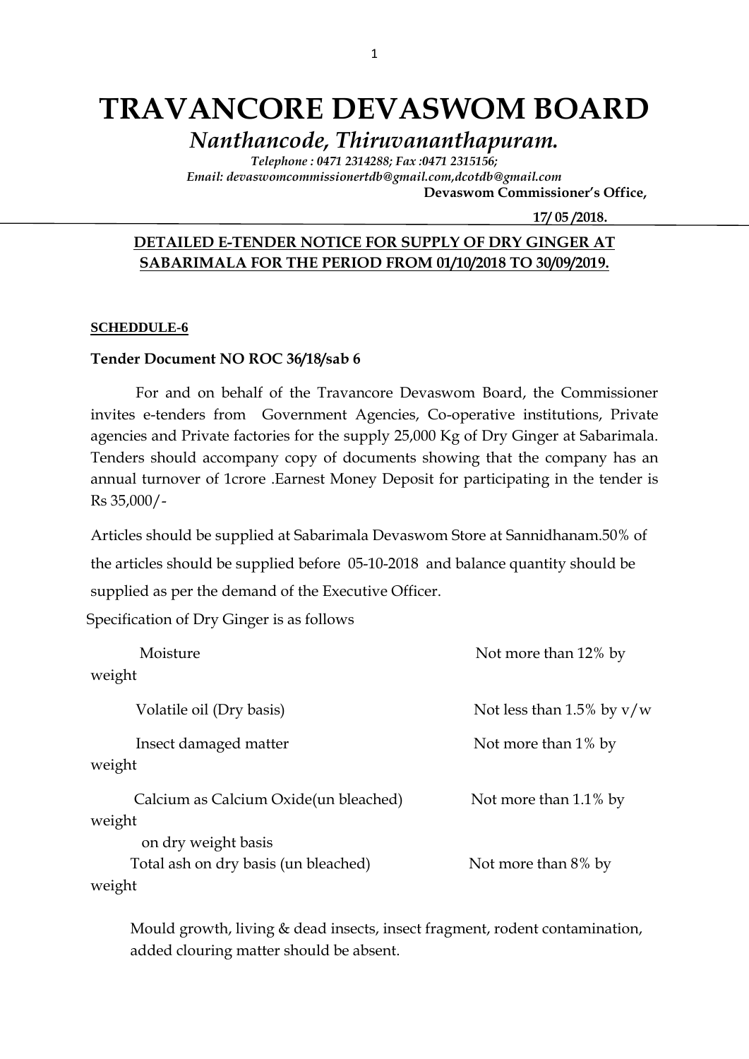# TRAVANCORE DEVASWOM BOARD

*Nanthancode, Thiruvananthapuram.*

*Telephone : 0471 2314288; Fax :0471 2315156;*
*Email: devaswomcommissionertdb@gmail.com,dcotdb@gmail.com*

**Devaswom Commissioner's Office,**

**17/ 05 /2018.**

## DETAILED E-TENDER NOTICE FOR SUPPLY OF DRY GINGER AT SABARIMALA FOR THE PERIOD FROM 01/10/2018 TO 30/09/2019.

**SCHEDDULE-6**

**Tender Document NO ROC 36/18/sab 6**

For and on behalf of the Travancore Devaswom Board, the Commissioner invites e-tenders from Government Agencies, Co-operative institutions, Private agencies and Private factories for the supply 25,000 Kg of Dry Ginger at Sabarimala. Tenders should accompany copy of documents showing that the company has an annual turnover of 1crore .Earnest Money Deposit for participating in the tender is Rs 35,000/-

Articles should be supplied at Sabarimala Devaswom Store at Sannidhanam.50% of the articles should be supplied before 05-10-2018 and balance quantity should be supplied as per the demand of the Executive Officer.

Specification of Dry Ginger is as follows

| | |
|---|---|
| Moisture | Not more than 12% by weight |
| Volatile oil (Dry basis) | Not less than 1.5% by v/w |
| Insect damaged matter | Not more than 1% by weight |
| Calcium as Calcium Oxide(un bleached) on dry weight basis | Not more than 1.1% by weight |
| Total ash on dry basis (un bleached) | Not more than 8% by weight |

Mould growth, living & dead insects, insect fragment, rodent contamination, added clouring matter should be absent.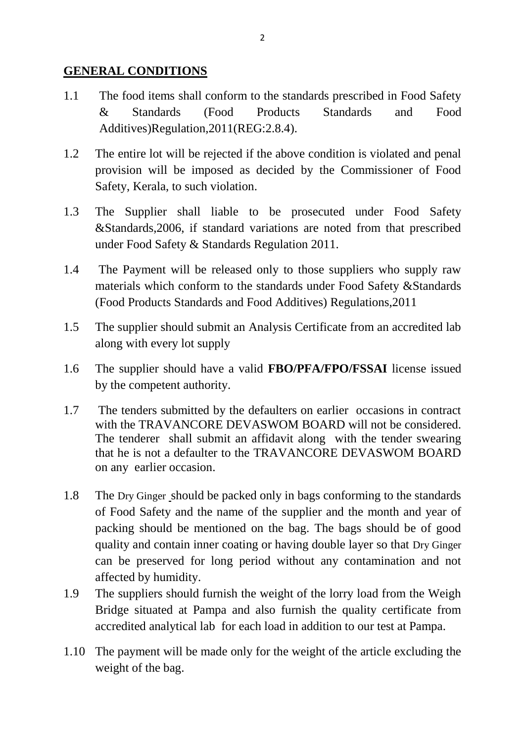## GENERAL CONDITIONS

1.1 The food items shall conform to the standards prescribed in Food Safety & Standards (Food Products Standards and Food Additives)Regulation,2011(REG:2.8.4).

1.2 The entire lot will be rejected if the above condition is violated and penal provision will be imposed as decided by the Commissioner of Food Safety, Kerala, to such violation.

1.3 The Supplier shall liable to be prosecuted under Food Safety &Standards,2006, if standard variations are noted from that prescribed under Food Safety & Standards Regulation 2011.

1.4 The Payment will be released only to those suppliers who supply raw materials which conform to the standards under Food Safety &Standards (Food Products Standards and Food Additives) Regulations,2011

1.5 The supplier should submit an Analysis Certificate from an accredited lab along with every lot supply

1.6 The supplier should have a valid **FBO/PFA/FPO/FSSAI** license issued by the competent authority.

1.7 The tenders submitted by the defaulters on earlier occasions in contract with the TRAVANCORE DEVASWOM BOARD will not be considered. The tenderer shall submit an affidavit along with the tender swearing that he is not a defaulter to the TRAVANCORE DEVASWOM BOARD on any earlier occasion.

1.8 The Dry Ginger should be packed only in bags conforming to the standards of Food Safety and the name of the supplier and the month and year of packing should be mentioned on the bag. The bags should be of good quality and contain inner coating or having double layer so that Dry Ginger can be preserved for long period without any contamination and not affected by humidity.

1.9 The suppliers should furnish the weight of the lorry load from the Weigh Bridge situated at Pampa and also furnish the quality certificate from accredited analytical lab for each load in addition to our test at Pampa.

1.10 The payment will be made only for the weight of the article excluding the weight of the bag.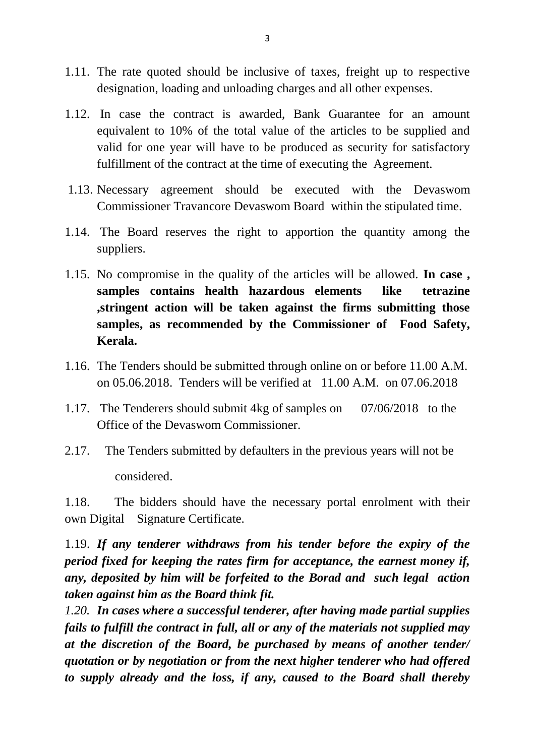1.11. The rate quoted should be inclusive of taxes, freight up to respective designation, loading and unloading charges and all other expenses.

1.12. In case the contract is awarded, Bank Guarantee for an amount equivalent to 10% of the total value of the articles to be supplied and valid for one year will have to be produced as security for satisfactory fulfillment of the contract at the time of executing the Agreement.

1.13. Necessary agreement should be executed with the Devaswom Commissioner Travancore Devaswom Board within the stipulated time.

1.14. The Board reserves the right to apportion the quantity among the suppliers.

1.15. No compromise in the quality of the articles will be allowed. **In case , samples contains health hazardous elements like tetrazine ,stringent action will be taken against the firms submitting those samples, as recommended by the Commissioner of Food Safety, Kerala.**

1.16. The Tenders should be submitted through online on or before 11.00 A.M. on 05.06.2018. Tenders will be verified at 11.00 A.M. on 07.06.2018

1.17. The Tenderers should submit 4kg of samples on 07/06/2018 to the Office of the Devaswom Commissioner.

2.17. The Tenders submitted by defaulters in the previous years will not be considered.

1.18. The bidders should have the necessary portal enrolment with their own Digital Signature Certificate.

1.19. ***If any tenderer withdraws from his tender before the expiry of the period fixed for keeping the rates firm for acceptance, the earnest money if, any, deposited by him will be forfeited to the Borad and such legal action taken against him as the Board think fit.***

*1.20.* ***In cases where a successful tenderer, after having made partial supplies fails to fulfill the contract in full, all or any of the materials not supplied may at the discretion of the Board, be purchased by means of another tender/ quotation or by negotiation or from the next higher tenderer who had offered to supply already and the loss, if any, caused to the Board shall thereby***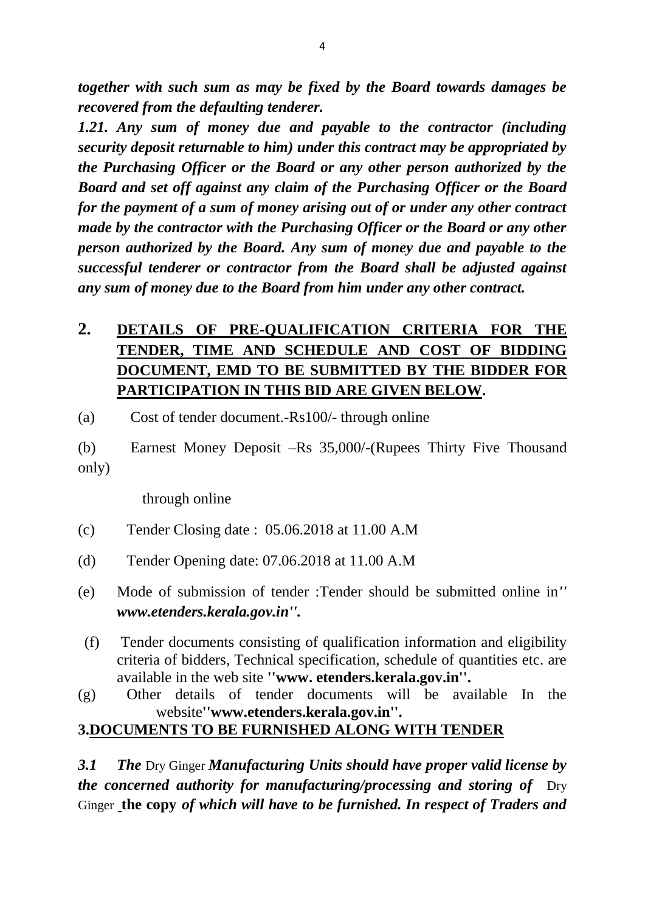***together with such sum as may be fixed by the Board towards damages be recovered from the defaulting tenderer.***

***1.21. Any sum of money due and payable to the contractor (including security deposit returnable to him) under this contract may be appropriated by the Purchasing Officer or the Board or any other person authorized by the Board and set off against any claim of the Purchasing Officer or the Board for the payment of a sum of money arising out of or under any other contract made by the contractor with the Purchasing Officer or the Board or any other person authorized by the Board. Any sum of money due and payable to the successful tenderer or contractor from the Board shall be adjusted against any sum of money due to the Board from him under any other contract.***

## 2. <u>DETAILS OF PRE-QUALIFICATION CRITERIA FOR THE TENDER, TIME AND SCHEDULE AND COST OF BIDDING DOCUMENT, EMD TO BE SUBMITTED BY THE BIDDER FOR PARTICIPATION IN THIS BID ARE GIVEN BELOW</u>.

(a) Cost of tender document.-Rs100/- through online

(b) Earnest Money Deposit –Rs 35,000/-(Rupees Thirty Five Thousand only)

through online

(c) Tender Closing date : 05.06.2018 at 11.00 A.M

(d) Tender Opening date: 07.06.2018 at 11.00 A.M

(e) Mode of submission of tender :Tender should be submitted online in'' ***www.etenders.kerala.gov.in''.***

(f) Tender documents consisting of qualification information and eligibility criteria of bidders, Technical specification, schedule of quantities etc. are available in the web site **''www. etenders.kerala.gov.in''.**

(g) Other details of tender documents will be available In the website**''www.etenders.kerala.gov.in''.**

## 3.<u>DOCUMENTS TO BE FURNISHED ALONG WITH TENDER</u>

***3.1 The*** Dry Ginger ***Manufacturing Units should have proper valid license by the concerned authority for manufacturing/processing and storing of*** Dry Ginger **the copy** ***of which will have to be furnished. In respect of Traders and***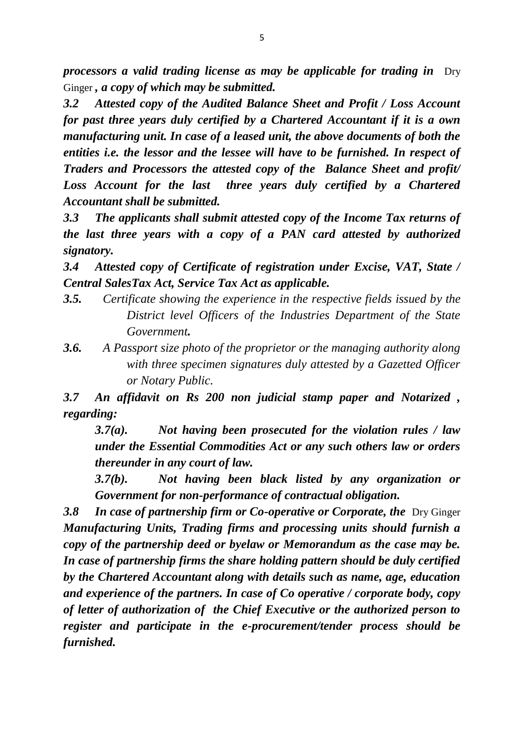***processors a valid trading license as may be applicable for trading in*** Dry Ginger ***, a copy of which may be submitted.***

***3.2 Attested copy of the Audited Balance Sheet and Profit / Loss Account for past three years duly certified by a Chartered Accountant if it is a own manufacturing unit. In case of a leased unit, the above documents of both the entities i.e. the lessor and the lessee will have to be furnished. In respect of Traders and Processors the attested copy of the Balance Sheet and profit/ Loss Account for the last three years duly certified by a Chartered Accountant shall be submitted.***

***3.3 The applicants shall submit attested copy of the Income Tax returns of the last three years with a copy of a PAN card attested by authorized signatory.***

***3.4 Attested copy of Certificate of registration under Excise, VAT, State / Central SalesTax Act, Service Tax Act as applicable.***

***3.5.*** *Certificate showing the experience in the respective fields issued by the District level Officers of the Industries Department of the State Government**.***

***3.6.*** *A Passport size photo of the proprietor or the managing authority along with three specimen signatures duly attested by a Gazetted Officer or Notary Public.*

***3.7 An affidavit on Rs 200 non judicial stamp paper and Notarized , regarding:***

***3.7(a). Not having been prosecuted for the violation rules / law under the Essential Commodities Act or any such others law or orders thereunder in any court of law.***

***3.7(b). Not having been black listed by any organization or Government for non-performance of contractual obligation.***

***3.8 In case of partnership firm or Co-operative or Corporate, the*** Dry Ginger ***Manufacturing Units, Trading firms and processing units should furnish a copy of the partnership deed or byelaw or Memorandum as the case may be. In case of partnership firms the share holding pattern should be duly certified by the Chartered Accountant along with details such as name, age, education and experience of the partners. In case of Co operative / corporate body, copy of letter of authorization of the Chief Executive or the authorized person to register and participate in the e-procurement/tender process should be furnished.***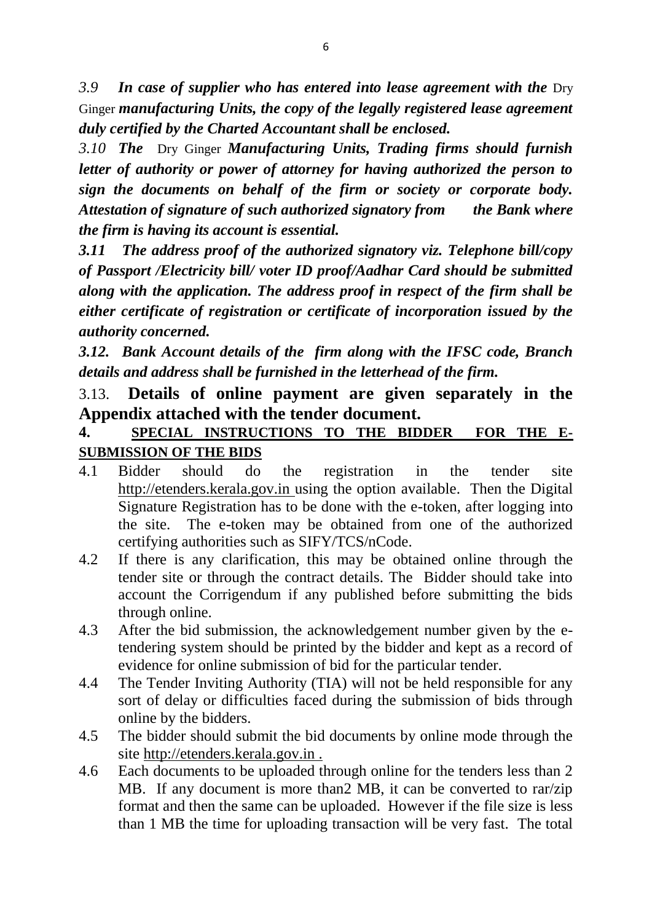*3.9 **In case of supplier who has entered into lease agreement with the** Dry Ginger **manufacturing Units, the copy of the legally registered lease agreement duly certified by the Charted Accountant shall be enclosed.***

*3.10 **The** Dry Ginger **Manufacturing Units, Trading firms should furnish letter of authority or power of attorney for having authorized the person to sign the documents on behalf of the firm or society or corporate body. Attestation of signature of such authorized signatory from the Bank where the firm is having its account is essential.***

***3.11 The address proof of the authorized signatory viz. Telephone bill/copy of Passport /Electricity bill/ voter ID proof/Aadhar Card should be submitted along with the application. The address proof in respect of the firm shall be either certificate of registration or certificate of incorporation issued by the authority concerned.***

***3.12. Bank Account details of the firm along with the IFSC code, Branch details and address shall be furnished in the letterhead of the firm.***

3.13. **Details of online payment are given separately in the Appendix attached with the tender document.**

**4. <u>SPECIAL INSTRUCTIONS TO THE BIDDER FOR THE E-SUBMISSION OF THE BIDS</u>**

4.1 Bidder should do the registration in the tender site http://etenders.kerala.gov.in using the option available. Then the Digital Signature Registration has to be done with the e-token, after logging into the site. The e-token may be obtained from one of the authorized certifying authorities such as SIFY/TCS/nCode.

4.2 If there is any clarification, this may be obtained online through the tender site or through the contract details. The Bidder should take into account the Corrigendum if any published before submitting the bids through online.

4.3 After the bid submission, the acknowledgement number given by the e-tendering system should be printed by the bidder and kept as a record of evidence for online submission of bid for the particular tender.

4.4 The Tender Inviting Authority (TIA) will not be held responsible for any sort of delay or difficulties faced during the submission of bids through online by the bidders.

4.5 The bidder should submit the bid documents by online mode through the site http://etenders.kerala.gov.in .

4.6 Each documents to be uploaded through online for the tenders less than 2 MB. If any document is more than2 MB, it can be converted to rar/zip format and then the same can be uploaded. However if the file size is less than 1 MB the time for uploading transaction will be very fast. The total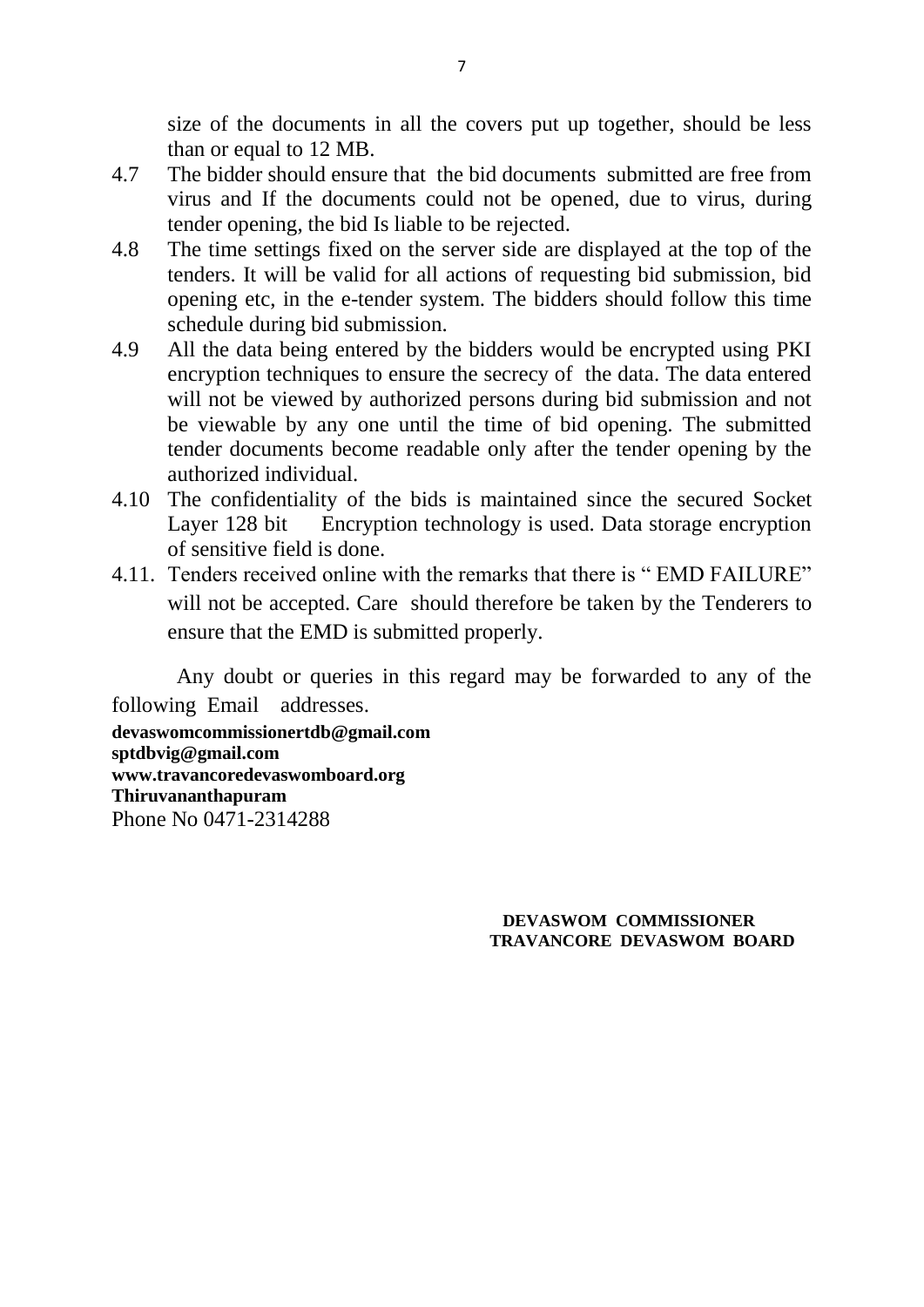size of the documents in all the covers put up together, should be less than or equal to 12 MB.

4.7 The bidder should ensure that the bid documents submitted are free from virus and If the documents could not be opened, due to virus, during tender opening, the bid Is liable to be rejected.

4.8 The time settings fixed on the server side are displayed at the top of the tenders. It will be valid for all actions of requesting bid submission, bid opening etc, in the e-tender system. The bidders should follow this time schedule during bid submission.

4.9 All the data being entered by the bidders would be encrypted using PKI encryption techniques to ensure the secrecy of the data. The data entered will not be viewed by authorized persons during bid submission and not be viewable by any one until the time of bid opening. The submitted tender documents become readable only after the tender opening by the authorized individual.

4.10 The confidentiality of the bids is maintained since the secured Socket Layer 128 bit Encryption technology is used. Data storage encryption of sensitive field is done.

4.11. Tenders received online with the remarks that there is " EMD FAILURE" will not be accepted. Care should therefore be taken by the Tenderers to ensure that the EMD is submitted properly.

Any doubt or queries in this regard may be forwarded to any of the following Email addresses.

**devaswomcommissionertdb@gmail.com**
**sptdbvig@gmail.com**
**www.travancoredevaswomboard.org**
**Thiruvananthapuram**
Phone No 0471-2314288

**DEVASWOM COMMISSIONER**
**TRAVANCORE DEVASWOM BOARD**